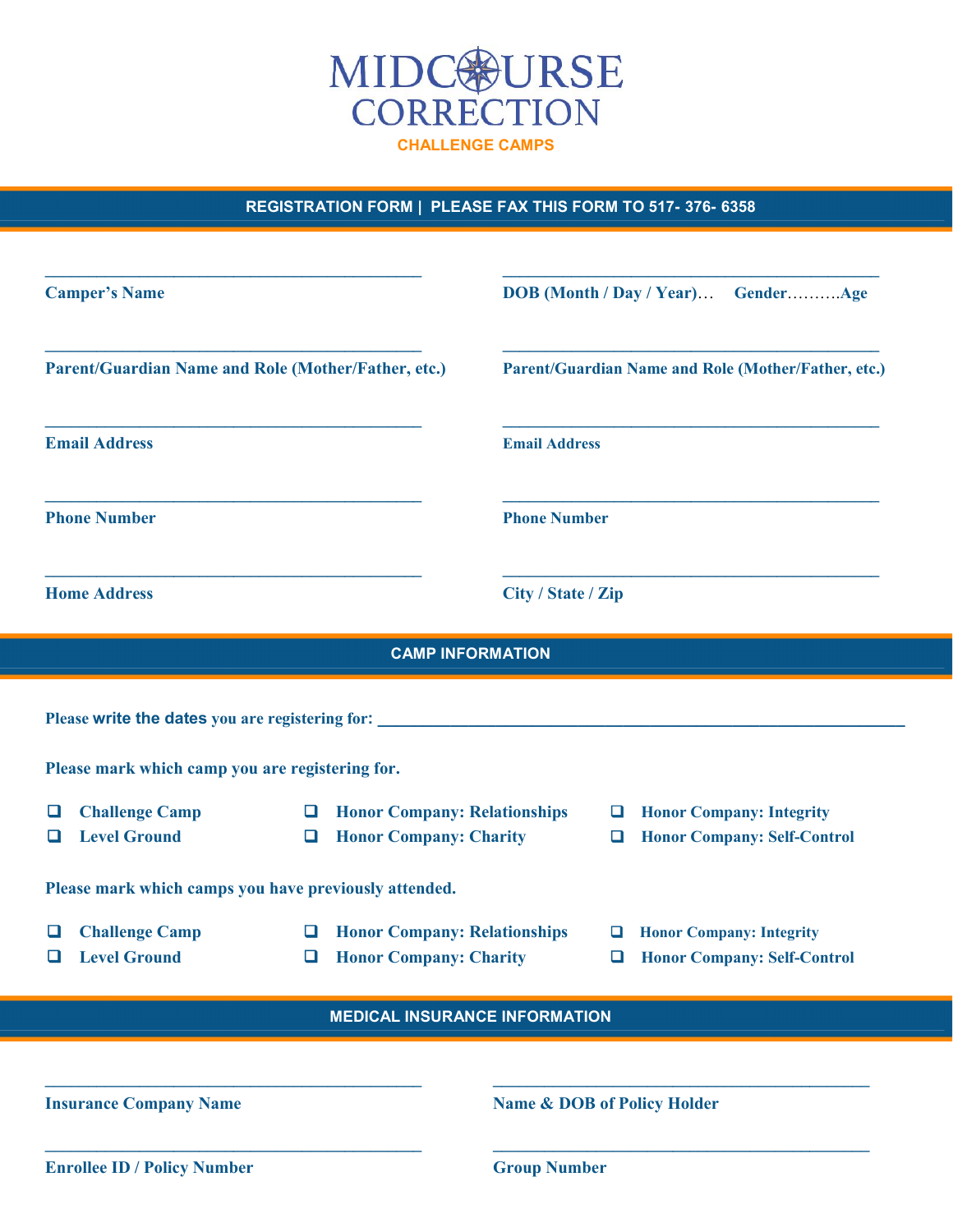# MIDCOURSE CORRECTION

**CHALLENGE CAMPS**

## REGISTRATION FORM | PLEASE FAX THIS FORM TO 517- 376- 6358

\_\_\_\_\_\_\_\_\_\_\_\_\_\_\_\_\_\_\_\_\_\_\_\_\_\_\_\_\_\_\_\_\_\_\_\_\_\_\_\_\_\_\_\_

**Camper's Name**

\_\_\_\_\_\_\_\_\_\_\_\_\_\_\_\_\_\_\_\_\_\_\_\_\_\_\_\_\_\_\_\_\_\_\_\_\_\_\_\_\_\_\_\_

**DOB (Month / Day / Year)… Gender……….Age**

\_\_\_\_\_\_\_\_\_\_\_\_\_\_\_\_\_\_\_\_\_\_\_\_\_\_\_\_\_\_\_\_\_\_\_\_\_\_\_\_\_\_\_\_

**Parent/Guardian Name and Role (Mother/Father, etc.)**

\_\_\_\_\_\_\_\_\_\_\_\_\_\_\_\_\_\_\_\_\_\_\_\_\_\_\_\_\_\_\_\_\_\_\_\_\_\_\_\_\_\_\_\_

**Parent/Guardian Name and Role (Mother/Father, etc.)**

\_\_\_\_\_\_\_\_\_\_\_\_\_\_\_\_\_\_\_\_\_\_\_\_\_\_\_\_\_\_\_\_\_\_\_\_\_\_\_\_\_\_\_\_

**Email Address**

\_\_\_\_\_\_\_\_\_\_\_\_\_\_\_\_\_\_\_\_\_\_\_\_\_\_\_\_\_\_\_\_\_\_\_\_\_\_\_\_\_\_\_\_

**Email Address**

\_\_\_\_\_\_\_\_\_\_\_\_\_\_\_\_\_\_\_\_\_\_\_\_\_\_\_\_\_\_\_\_\_\_\_\_\_\_\_\_\_\_\_\_

**Phone Number**

\_\_\_\_\_\_\_\_\_\_\_\_\_\_\_\_\_\_\_\_\_\_\_\_\_\_\_\_\_\_\_\_\_\_\_\_\_\_\_\_\_\_\_\_

**Phone Number**

\_\_\_\_\_\_\_\_\_\_\_\_\_\_\_\_\_\_\_\_\_\_\_\_\_\_\_\_\_\_\_\_\_\_\_\_\_\_\_\_\_\_\_\_

**Home Address**

\_\_\_\_\_\_\_\_\_\_\_\_\_\_\_\_\_\_\_\_\_\_\_\_\_\_\_\_\_\_\_\_\_\_\_\_\_\_\_\_\_\_\_\_

**City / State / Zip**

## CAMP INFORMATION

**Please write the dates you are registering for:** \_\_\_\_\_\_\_\_\_\_\_\_\_\_\_\_\_\_\_\_\_\_\_\_\_\_\_\_\_\_\_\_\_\_\_\_\_\_\_\_\_\_\_\_\_\_\_\_\_\_\_\_\_\_\_\_\_\_\_\_\_\_

**Please mark which camp you are registering for.**

- ❑ **Challenge Camp**
- ❑ **Level Ground**
- ❑ **Honor Company: Relationships**
- ❑ **Honor Company: Charity**
- ❑ **Honor Company: Integrity**
- ❑ **Honor Company: Self-Control**

**Please mark which camps you have previously attended.**

- ❑ **Challenge Camp**
- ❑ **Level Ground**
- ❑ **Honor Company: Relationships**
- ❑ **Honor Company: Charity**
- ❑ **Honor Company: Integrity**
- ❑ **Honor Company: Self-Control**

## MEDICAL INSURANCE INFORMATION

\_\_\_\_\_\_\_\_\_\_\_\_\_\_\_\_\_\_\_\_\_\_\_\_\_\_\_\_\_\_\_\_\_\_\_\_\_\_\_\_\_\_\_\_

**Insurance Company Name**

\_\_\_\_\_\_\_\_\_\_\_\_\_\_\_\_\_\_\_\_\_\_\_\_\_\_\_\_\_\_\_\_\_\_\_\_\_\_\_\_\_\_\_\_

**Name & DOB of Policy Holder**

\_\_\_\_\_\_\_\_\_\_\_\_\_\_\_\_\_\_\_\_\_\_\_\_\_\_\_\_\_\_\_\_\_\_\_\_\_\_\_\_\_\_\_\_

**Enrollee ID / Policy Number**

\_\_\_\_\_\_\_\_\_\_\_\_\_\_\_\_\_\_\_\_\_\_\_\_\_\_\_\_\_\_\_\_\_\_\_\_\_\_\_\_\_\_\_\_

**Group Number**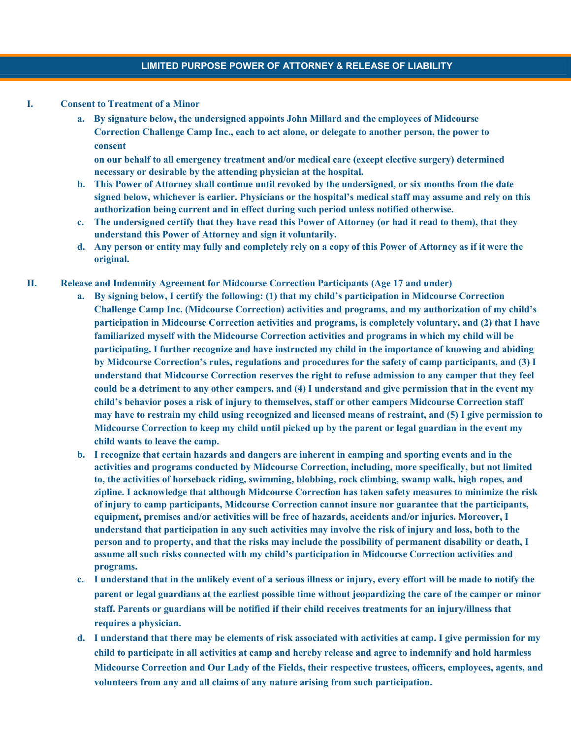## LIMITED PURPOSE POWER OF ATTORNEY & RELEASE OF LIABILITY

**I. Consent to Treatment of a Minor**

a. **By signature below, the undersigned appoints John Millard and the employees of Midcourse Correction Challenge Camp Inc., each to act alone, or delegate to another person, the power to consent on our behalf to all emergency treatment and/or medical care (except elective surgery) determined necessary or desirable by the attending physician at the hospital.**

b. **This Power of Attorney shall continue until revoked by the undersigned, or six months from the date signed below, whichever is earlier. Physicians or the hospital's medical staff may assume and rely on this authorization being current and in effect during such period unless notified otherwise.**

c. **The undersigned certify that they have read this Power of Attorney (or had it read to them), that they understand this Power of Attorney and sign it voluntarily.**

d. **Any person or entity may fully and completely rely on a copy of this Power of Attorney as if it were the original.**

**II. Release and Indemnity Agreement for Midcourse Correction Participants (Age 17 and under)**

a. **By signing below, I certify the following: (1) that my child's participation in Midcourse Correction Challenge Camp Inc. (Midcourse Correction) activities and programs, and my authorization of my child's participation in Midcourse Correction activities and programs, is completely voluntary, and (2) that I have familiarized myself with the Midcourse Correction activities and programs in which my child will be participating. I further recognize and have instructed my child in the importance of knowing and abiding by Midcourse Correction's rules, regulations and procedures for the safety of camp participants, and (3) I understand that Midcourse Correction reserves the right to refuse admission to any camper that they feel could be a detriment to any other campers, and (4) I understand and give permission that in the event my child's behavior poses a risk of injury to themselves, staff or other campers Midcourse Correction staff may have to restrain my child using recognized and licensed means of restraint, and (5) I give permission to Midcourse Correction to keep my child until picked up by the parent or legal guardian in the event my child wants to leave the camp.**

b. **I recognize that certain hazards and dangers are inherent in camping and sporting events and in the activities and programs conducted by Midcourse Correction, including, more specifically, but not limited to, the activities of horseback riding, swimming, blobbing, rock climbing, swamp walk, high ropes, and zipline. I acknowledge that although Midcourse Correction has taken safety measures to minimize the risk of injury to camp participants, Midcourse Correction cannot insure nor guarantee that the participants, equipment, premises and/or activities will be free of hazards, accidents and/or injuries. Moreover, I understand that participation in any such activities may involve the risk of injury and loss, both to the person and to property, and that the risks may include the possibility of permanent disability or death, I assume all such risks connected with my child's participation in Midcourse Correction activities and programs.**

c. **I understand that in the unlikely event of a serious illness or injury, every effort will be made to notify the parent or legal guardians at the earliest possible time without jeopardizing the care of the camper or minor staff. Parents or guardians will be notified if their child receives treatments for an injury/illness that requires a physician.**

d. **I understand that there may be elements of risk associated with activities at camp. I give permission for my child to participate in all activities at camp and hereby release and agree to indemnify and hold harmless Midcourse Correction and Our Lady of the Fields, their respective trustees, officers, employees, agents, and volunteers from any and all claims of any nature arising from such participation.**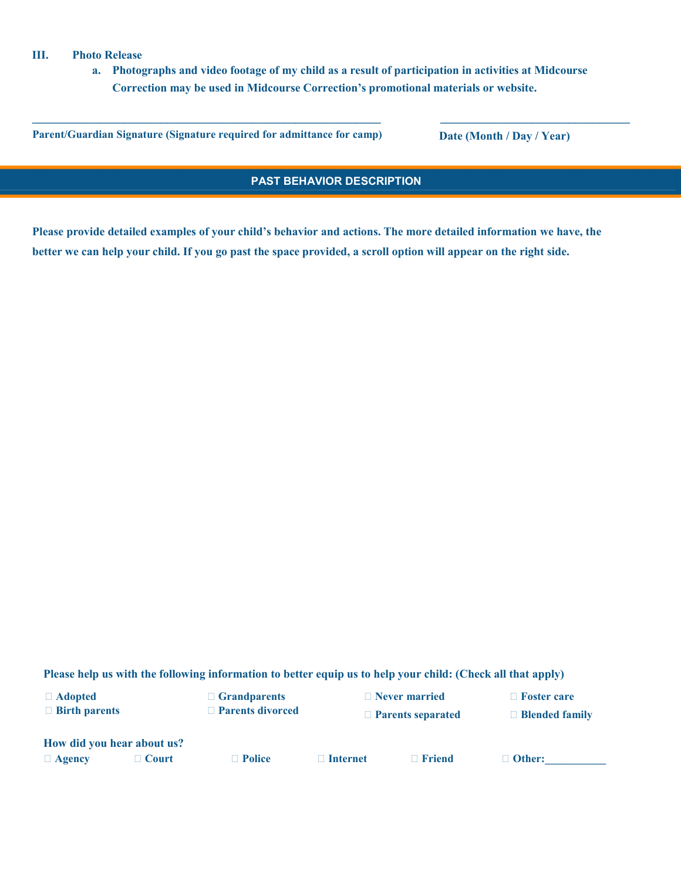**III. Photo Release**

**a. Photographs and video footage of my child as a result of participation in activities at Midcourse Correction may be used in Midcourse Correction's promotional materials or website.**

\_\_\_\_\_\_\_\_\_\_\_\_\_\_\_\_\_\_\_\_\_\_\_\_\_\_\_\_\_\_\_\_\_\_\_\_\_\_\_\_\_\_\_\_\_\_\_\_\_\_\_\_\_\_\_\_ \_\_\_\_\_\_\_\_\_\_\_\_\_\_\_\_\_\_\_\_\_\_\_\_\_\_\_\_\_\_\_\_

**Parent/Guardian Signature (Signature required for admittance for camp)** **Date (Month / Day / Year)**

## PAST BEHAVIOR DESCRIPTION

**Please provide detailed examples of your child's behavior and actions. The more detailed information we have, the better we can help your child. If you go past the space provided, a scroll option will appear on the right side.**

**Please help us with the following information to better equip us to help your child: (Check all that apply)**

- ☐ **Adopted**
- ☐ **Birth parents**
- ☐ **Grandparents**
- ☐ **Parents divorced**
- ☐ **Never married**
- ☐ **Parents separated**
- ☐ **Foster care**
- ☐ **Blended family**

**How did you hear about us?**

☐ **Agency** ☐ **Court** ☐ **Police** ☐ **Internet** ☐ **Friend** ☐ **Other:\_\_\_\_\_\_\_\_\_\_\_**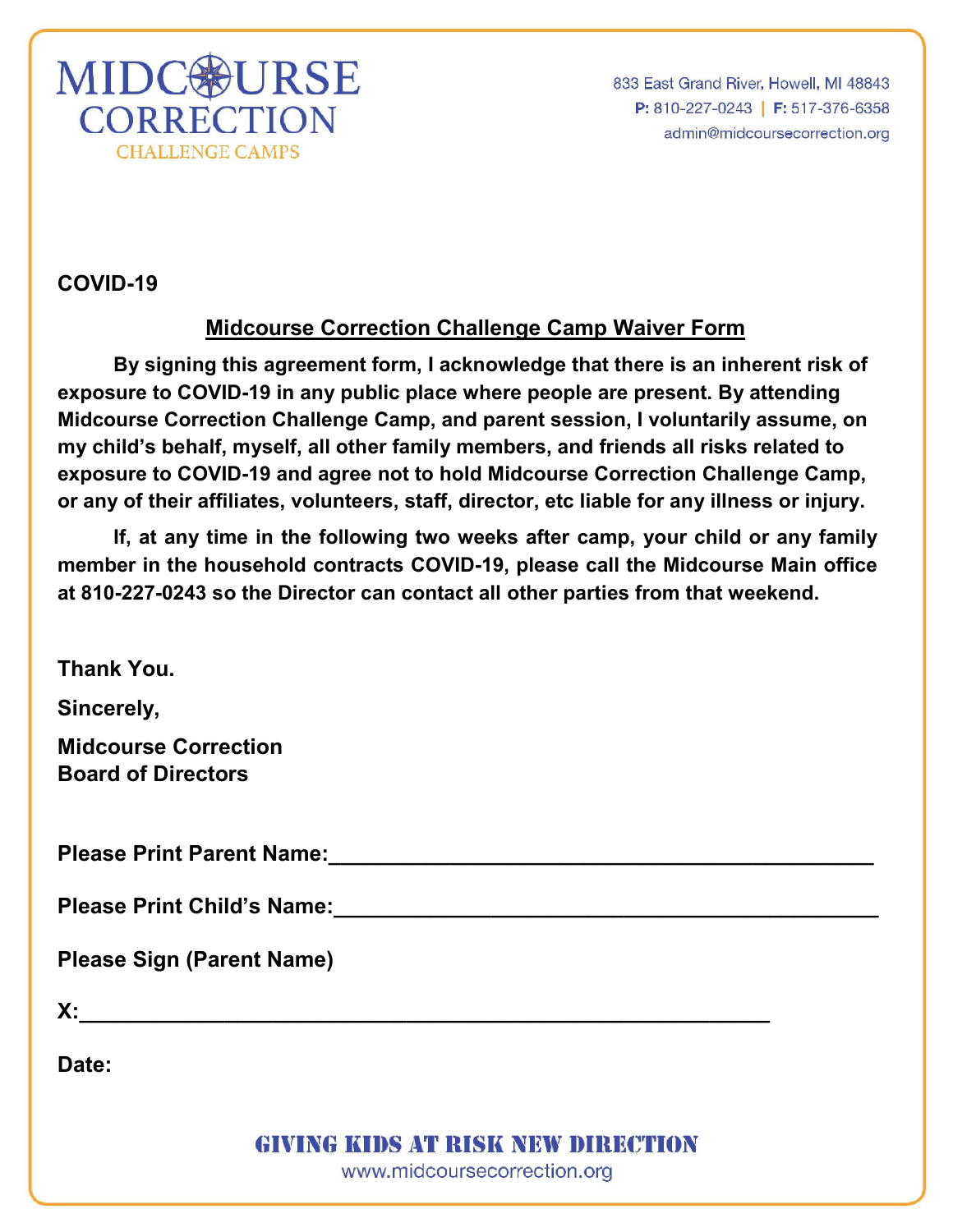MIDCOURSE CORRECTION
CHALLENGE CAMPS

833 East Grand River, Howell, MI 48843
**P:** 810-227-0243 | **F:** 517-376-6358
admin@midcoursecorrection.org

**COVID-19**

## Midcourse Correction Challenge Camp Waiver Form

**By signing this agreement form, I acknowledge that there is an inherent risk of exposure to COVID-19 in any public place where people are present. By attending Midcourse Correction Challenge Camp, and parent session, I voluntarily assume, on my child's behalf, myself, all other family members, and friends all risks related to exposure to COVID-19 and agree not to hold Midcourse Correction Challenge Camp, or any of their affiliates, volunteers, staff, director, etc liable for any illness or injury.**

**If, at any time in the following two weeks after camp, your child or any family member in the household contracts COVID-19, please call the Midcourse Main office at 810-227-0243 so the Director can contact all other parties from that weekend.**

**Thank You.**

**Sincerely,**

**Midcourse Correction**
**Board of Directors**

**Please Print Parent Name:**______________________________________________

**Please Print Child's Name:**______________________________________________

**Please Sign (Parent Name)**

**X:**________________________________________________________

**Date:**

GIVING KIDS AT RISK NEW DIRECTION
www.midcoursecorrection.org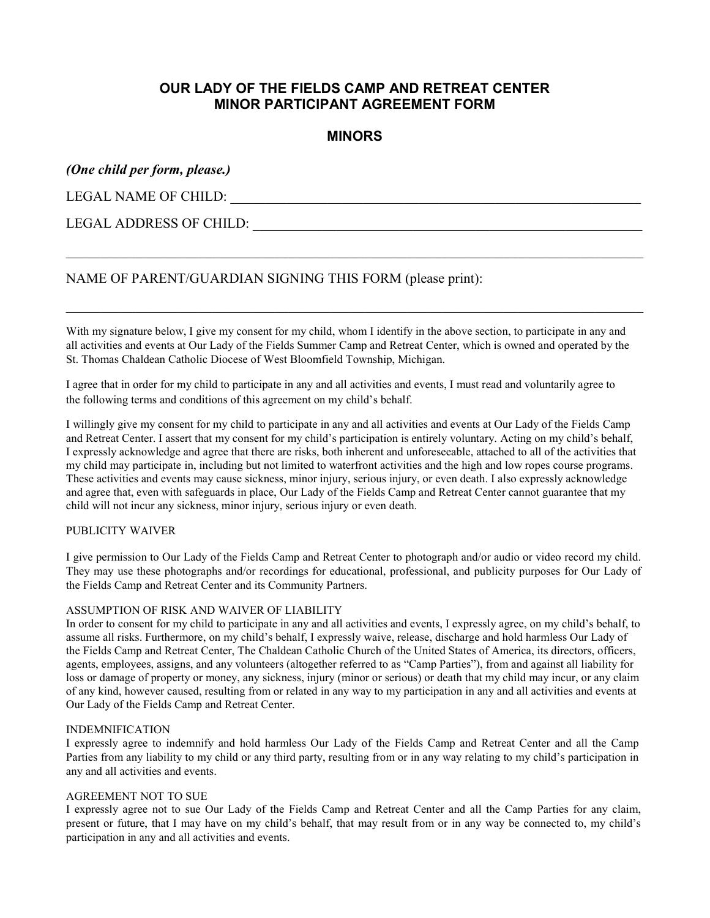# OUR LADY OF THE FIELDS CAMP AND RETREAT CENTER
# MINOR PARTICIPANT AGREEMENT FORM

## MINORS

***(One child per form, please.)***

LEGAL NAME OF CHILD: ______________________________________________________________

LEGAL ADDRESS OF CHILD: ___________________________________________________________

_____________________________________________________________________________________

NAME OF PARENT/GUARDIAN SIGNING THIS FORM (please print):

_____________________________________________________________________________________

With my signature below, I give my consent for my child, whom I identify in the above section, to participate in any and all activities and events at Our Lady of the Fields Summer Camp and Retreat Center, which is owned and operated by the St. Thomas Chaldean Catholic Diocese of West Bloomfield Township, Michigan.

I agree that in order for my child to participate in any and all activities and events, I must read and voluntarily agree to the following terms and conditions of this agreement on my child's behalf.

I willingly give my consent for my child to participate in any and all activities and events at Our Lady of the Fields Camp and Retreat Center. I assert that my consent for my child's participation is entirely voluntary. Acting on my child's behalf, I expressly acknowledge and agree that there are risks, both inherent and unforeseeable, attached to all of the activities that my child may participate in, including but not limited to waterfront activities and the high and low ropes course programs. These activities and events may cause sickness, minor injury, serious injury, or even death. I also expressly acknowledge and agree that, even with safeguards in place, Our Lady of the Fields Camp and Retreat Center cannot guarantee that my child will not incur any sickness, minor injury, serious injury or even death.

PUBLICITY WAIVER

I give permission to Our Lady of the Fields Camp and Retreat Center to photograph and/or audio or video record my child. They may use these photographs and/or recordings for educational, professional, and publicity purposes for Our Lady of the Fields Camp and Retreat Center and its Community Partners.

ASSUMPTION OF RISK AND WAIVER OF LIABILITY

In order to consent for my child to participate in any and all activities and events, I expressly agree, on my child's behalf, to assume all risks. Furthermore, on my child's behalf, I expressly waive, release, discharge and hold harmless Our Lady of the Fields Camp and Retreat Center, The Chaldean Catholic Church of the United States of America, its directors, officers, agents, employees, assigns, and any volunteers (altogether referred to as "Camp Parties"), from and against all liability for loss or damage of property or money, any sickness, injury (minor or serious) or death that my child may incur, or any claim of any kind, however caused, resulting from or related in any way to my participation in any and all activities and events at Our Lady of the Fields Camp and Retreat Center.

INDEMNIFICATION

I expressly agree to indemnify and hold harmless Our Lady of the Fields Camp and Retreat Center and all the Camp Parties from any liability to my child or any third party, resulting from or in any way relating to my child's participation in any and all activities and events.

AGREEMENT NOT TO SUE

I expressly agree not to sue Our Lady of the Fields Camp and Retreat Center and all the Camp Parties for any claim, present or future, that I may have on my child's behalf, that may result from or in any way be connected to, my child's participation in any and all activities and events.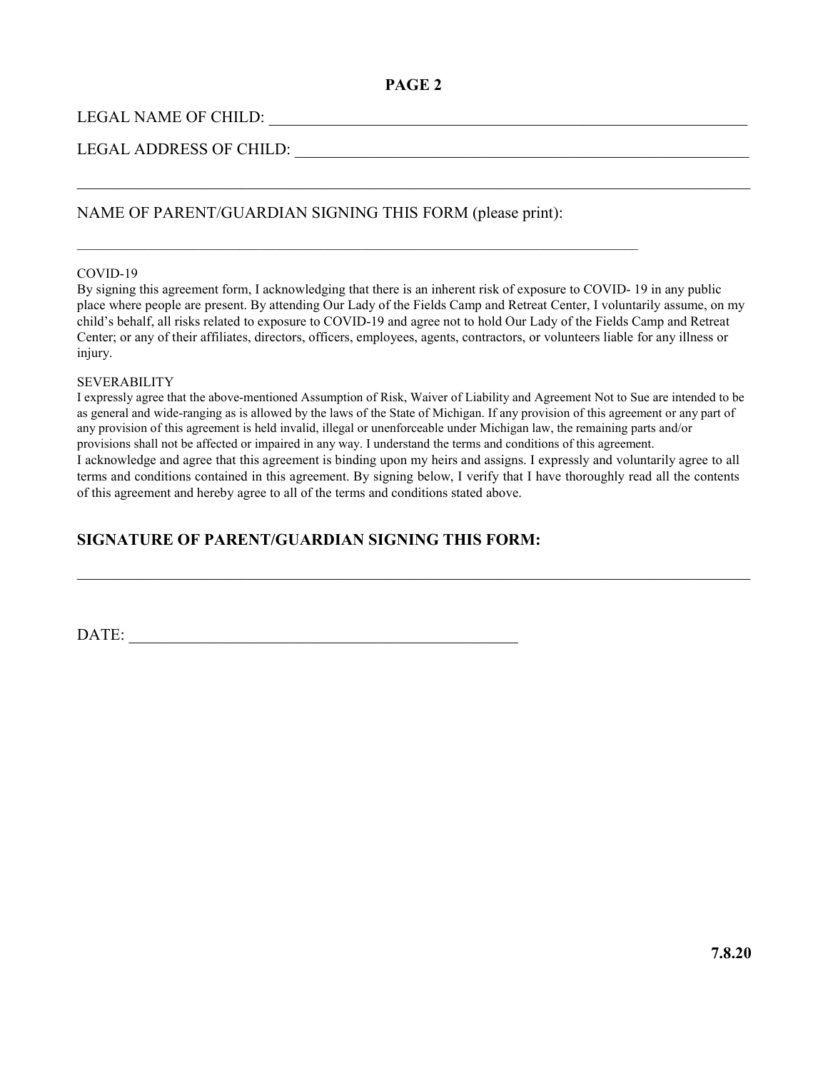**PAGE 2**

LEGAL NAME OF CHILD: ___________________________________________________________________

LEGAL ADDRESS OF CHILD: ________________________________________________________________

_______________________________________________________________________________________

NAME OF PARENT/GUARDIAN SIGNING THIS FORM (please print):

_____________________________________________________________________________

COVID-19
By signing this agreement form, I acknowledging that there is an inherent risk of exposure to COVID- 19 in any public place where people are present. By attending Our Lady of the Fields Camp and Retreat Center, I voluntarily assume, on my child's behalf, all risks related to exposure to COVID-19 and agree not to hold Our Lady of the Fields Camp and Retreat Center; or any of their affiliates, directors, officers, employees, agents, contractors, or volunteers liable for any illness or injury.

SEVERABILITY
I expressly agree that the above-mentioned Assumption of Risk, Waiver of Liability and Agreement Not to Sue are intended to be as general and wide-ranging as is allowed by the laws of the State of Michigan. If any provision of this agreement or any part of any provision of this agreement is held invalid, illegal or unenforceable under Michigan law, the remaining parts and/or provisions shall not be affected or impaired in any way. I understand the terms and conditions of this agreement.
I acknowledge and agree that this agreement is binding upon my heirs and assigns. I expressly and voluntarily agree to all terms and conditions contained in this agreement. By signing below, I verify that I have thoroughly read all the contents of this agreement and hereby agree to all of the terms and conditions stated above.

**SIGNATURE OF PARENT/GUARDIAN SIGNING THIS FORM:**

_______________________________________________________________________________________

DATE: ____________________________________________________

**7.8.20**